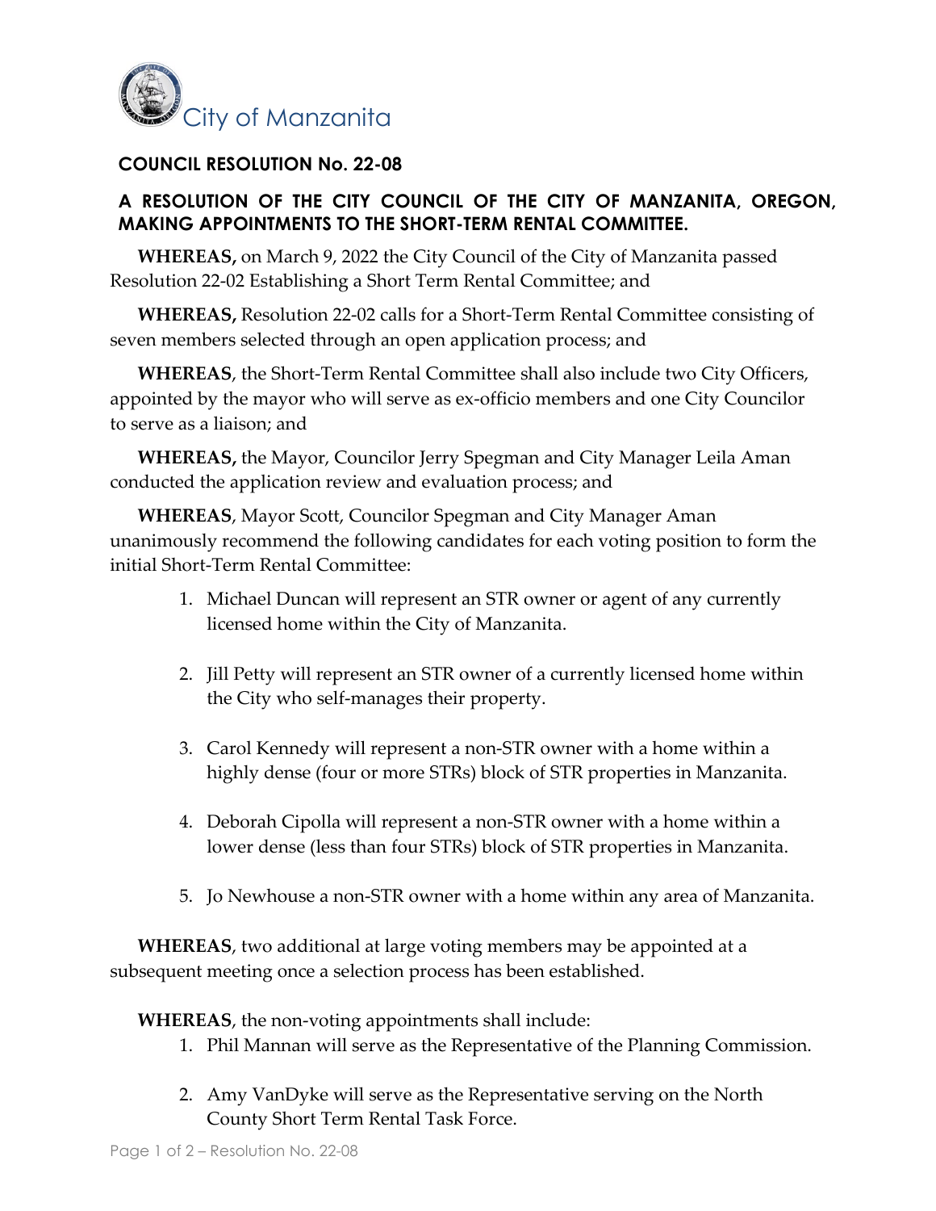City of Manzanita

## COUNCIL RESOLUTION No. 22-08

### A RESOLUTION OF THE CITY COUNCIL OF THE CITY OF MANZANITA, OREGON, MAKING APPOINTMENTS TO THE SHORT-TERM RENTAL COMMITTEE.

**WHEREAS,** on March 9, 2022 the City Council of the City of Manzanita passed Resolution 22-02 Establishing a Short Term Rental Committee; and

**WHEREAS,** Resolution 22-02 calls for a Short-Term Rental Committee consisting of seven members selected through an open application process; and

**WHEREAS**, the Short-Term Rental Committee shall also include two City Officers, appointed by the mayor who will serve as ex-officio members and one City Councilor to serve as a liaison; and

**WHEREAS,** the Mayor, Councilor Jerry Spegman and City Manager Leila Aman conducted the application review and evaluation process; and

**WHEREAS**, Mayor Scott, Councilor Spegman and City Manager Aman unanimously recommend the following candidates for each voting position to form the initial Short-Term Rental Committee:

1. Michael Duncan will represent an STR owner or agent of any currently licensed home within the City of Manzanita.

2. Jill Petty will represent an STR owner of a currently licensed home within the City who self-manages their property.

3. Carol Kennedy will represent a non-STR owner with a home within a highly dense (four or more STRs) block of STR properties in Manzanita.

4. Deborah Cipolla will represent a non-STR owner with a home within a lower dense (less than four STRs) block of STR properties in Manzanita.

5. Jo Newhouse a non-STR owner with a home within any area of Manzanita.

**WHEREAS**, two additional at large voting members may be appointed at a subsequent meeting once a selection process has been established.

**WHEREAS**, the non-voting appointments shall include:

1. Phil Mannan will serve as the Representative of the Planning Commission.

2. Amy VanDyke will serve as the Representative serving on the North County Short Term Rental Task Force.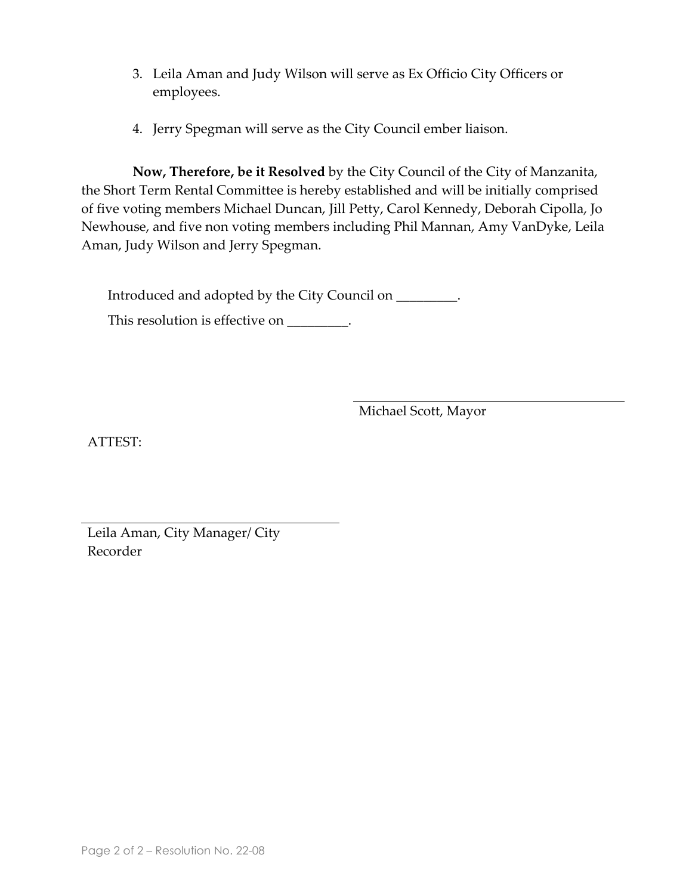3. Leila Aman and Judy Wilson will serve as Ex Officio City Officers or employees.

4. Jerry Spegman will serve as the City Council ember liaison.

**Now, Therefore, be it Resolved** by the City Council of the City of Manzanita, the Short Term Rental Committee is hereby established and will be initially comprised of five voting members Michael Duncan, Jill Petty, Carol Kennedy, Deborah Cipolla, Jo Newhouse, and five non voting members including Phil Mannan, Amy VanDyke, Leila Aman, Judy Wilson and Jerry Spegman.

Introduced and adopted by the City Council on _________.

This resolution is effective on _________.

Michael Scott, Mayor

ATTEST:

Leila Aman, City Manager/ City Recorder